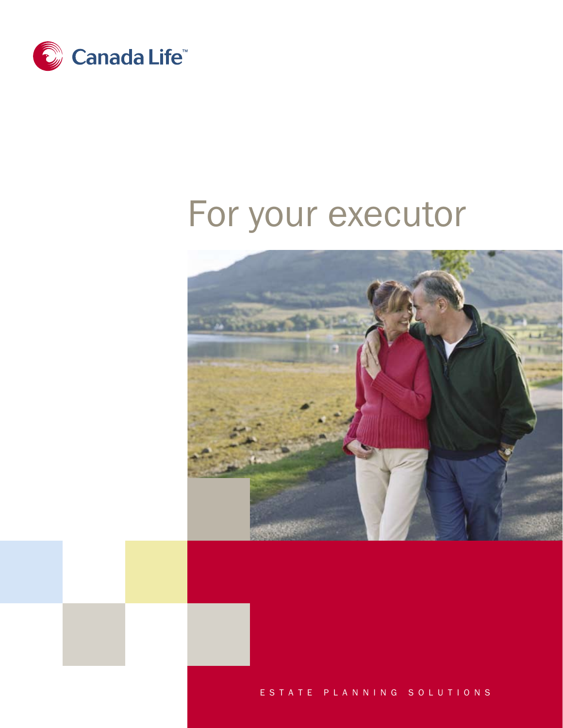Canada Life™

# For your executor

ESTATE PLANNING SOLUTIONS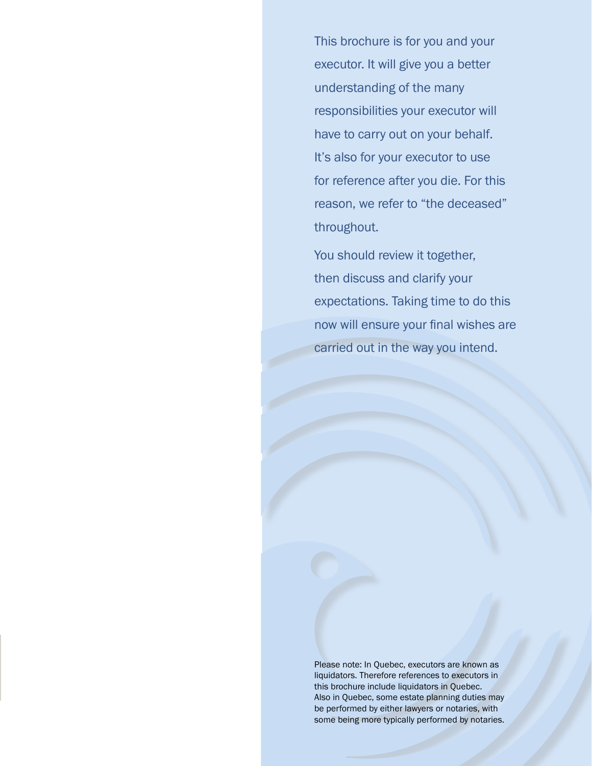This brochure is for you and your executor. It will give you a better understanding of the many responsibilities your executor will have to carry out on your behalf. It's also for your executor to use for reference after you die. For this reason, we refer to "the deceased" throughout.

You should review it together, then discuss and clarify your expectations. Taking time to do this now will ensure your final wishes are carried out in the way you intend.

Please note: In Quebec, executors are known as liquidators. Therefore references to executors in this brochure include liquidators in Quebec. Also in Quebec, some estate planning duties may be performed by either lawyers or notaries, with some being more typically performed by notaries.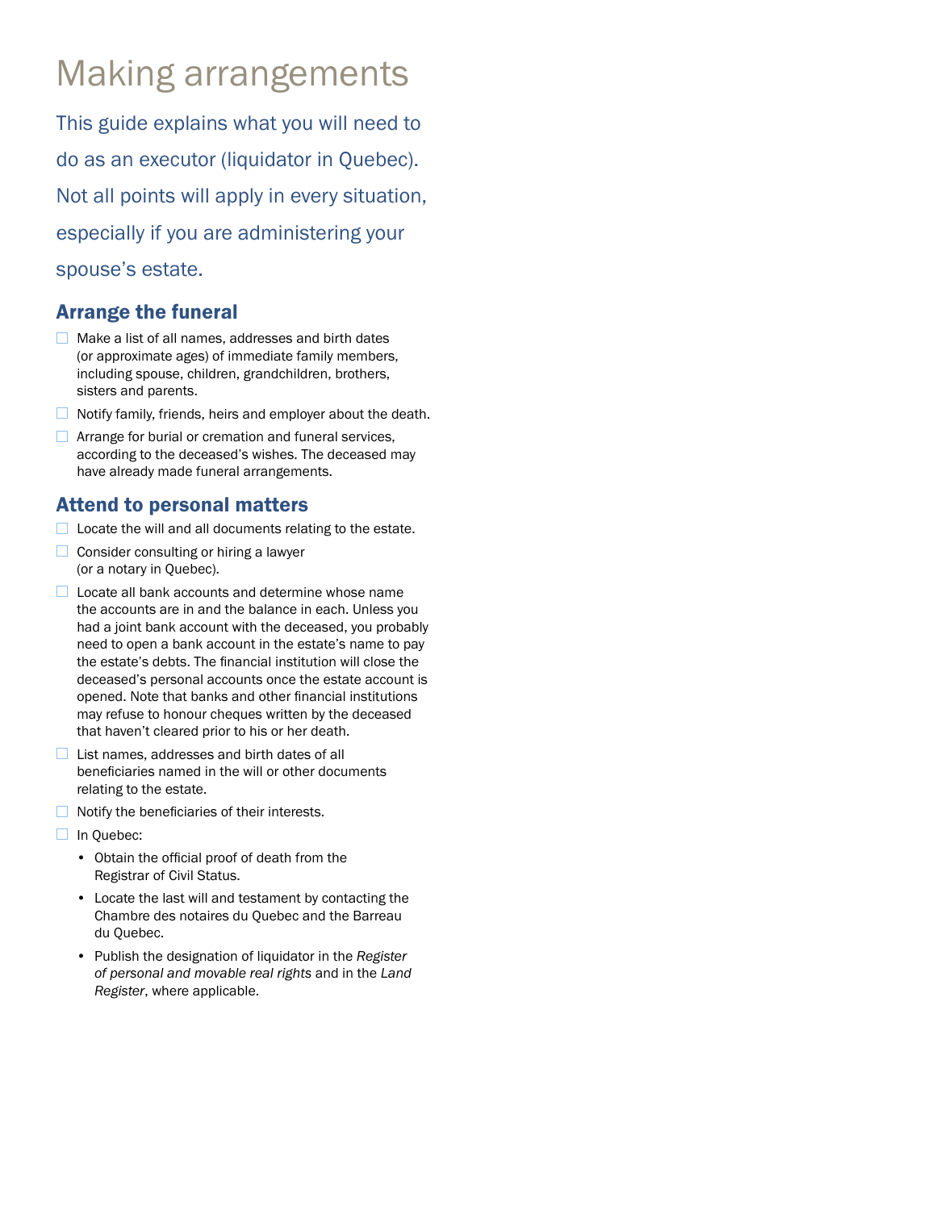# Making arrangements

This guide explains what you will need to do as an executor (liquidator in Quebec). Not all points will apply in every situation, especially if you are administering your spouse's estate.

## Arrange the funeral

- [ ] Make a list of all names, addresses and birth dates (or approximate ages) of immediate family members, including spouse, children, grandchildren, brothers, sisters and parents.
- [ ] Notify family, friends, heirs and employer about the death.
- [ ] Arrange for burial or cremation and funeral services, according to the deceased's wishes. The deceased may have already made funeral arrangements.

## Attend to personal matters

- [ ] Locate the will and all documents relating to the estate.
- [ ] Consider consulting or hiring a lawyer (or a notary in Quebec).
- [ ] Locate all bank accounts and determine whose name the accounts are in and the balance in each. Unless you had a joint bank account with the deceased, you probably need to open a bank account in the estate's name to pay the estate's debts. The financial institution will close the deceased's personal accounts once the estate account is opened. Note that banks and other financial institutions may refuse to honour cheques written by the deceased that haven't cleared prior to his or her death.
- [ ] List names, addresses and birth dates of all beneficiaries named in the will or other documents relating to the estate.
- [ ] Notify the beneficiaries of their interests.
- [ ] In Quebec:
  - Obtain the official proof of death from the Registrar of Civil Status.
  - Locate the last will and testament by contacting the Chambre des notaires du Quebec and the Barreau du Quebec.
  - Publish the designation of liquidator in the *Register of personal and movable real rights* and in the *Land Register*, where applicable.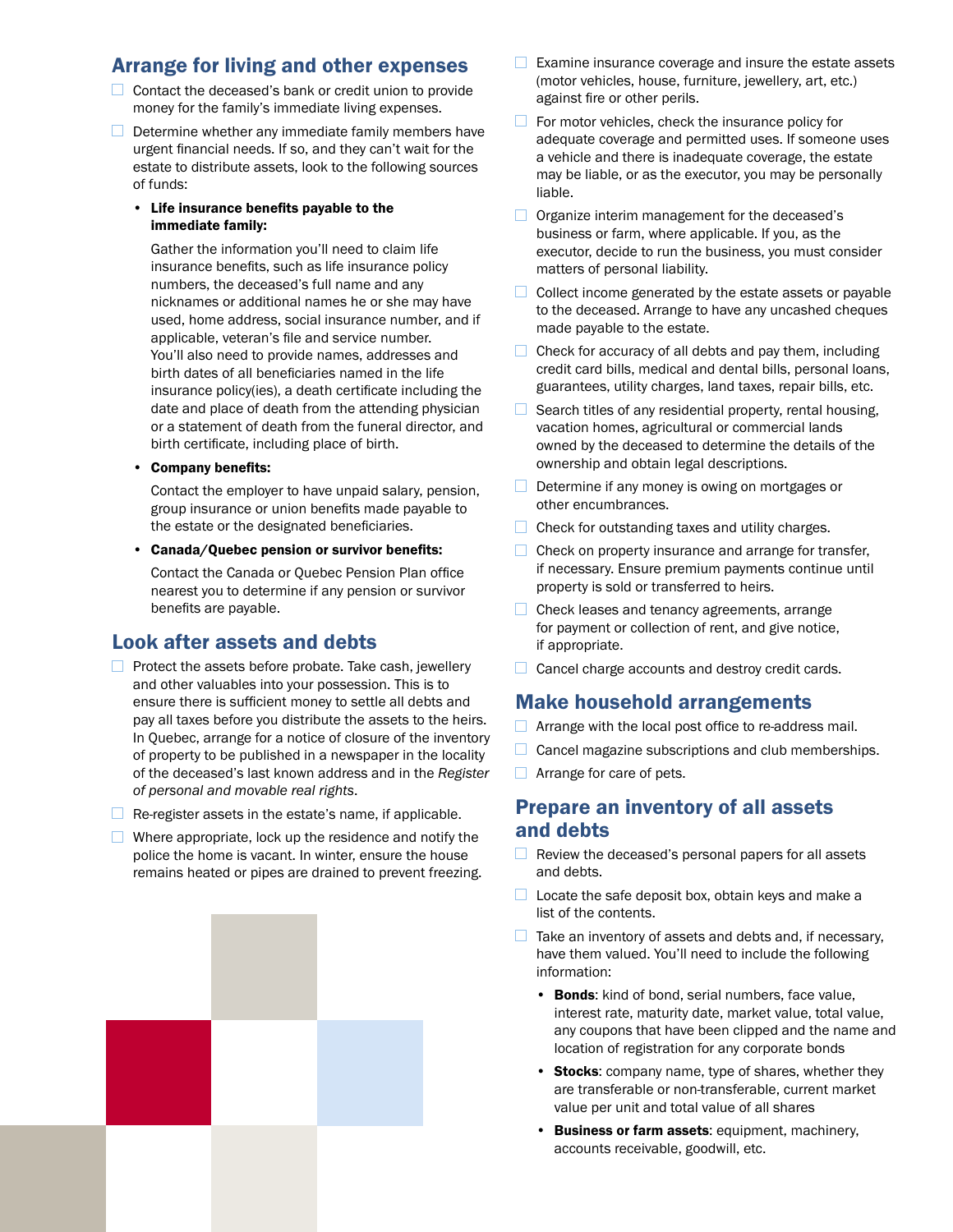## Arrange for living and other expenses

- ☐ Contact the deceased's bank or credit union to provide money for the family's immediate living expenses.
- ☐ Determine whether any immediate family members have urgent financial needs. If so, and they can't wait for the estate to distribute assets, look to the following sources of funds:
  - **Life insurance benefits payable to the immediate family:**

    Gather the information you'll need to claim life insurance benefits, such as life insurance policy numbers, the deceased's full name and any nicknames or additional names he or she may have used, home address, social insurance number, and if applicable, veteran's file and service number. You'll also need to provide names, addresses and birth dates of all beneficiaries named in the life insurance policy(ies), a death certificate including the date and place of death from the attending physician or a statement of death from the funeral director, and birth certificate, including place of birth.
  - **Company benefits:**

    Contact the employer to have unpaid salary, pension, group insurance or union benefits made payable to the estate or the designated beneficiaries.
  - **Canada/Quebec pension or survivor benefits:**

    Contact the Canada or Quebec Pension Plan office nearest you to determine if any pension or survivor benefits are payable.

## Look after assets and debts

- ☐ Protect the assets before probate. Take cash, jewellery and other valuables into your possession. This is to ensure there is sufficient money to settle all debts and pay all taxes before you distribute the assets to the heirs. In Quebec, arrange for a notice of closure of the inventory of property to be published in a newspaper in the locality of the deceased's last known address and in the *Register of personal and movable real rights*.
- ☐ Re-register assets in the estate's name, if applicable.
- ☐ Where appropriate, lock up the residence and notify the police the home is vacant. In winter, ensure the house remains heated or pipes are drained to prevent freezing.
- ☐ Examine insurance coverage and insure the estate assets (motor vehicles, house, furniture, jewellery, art, etc.) against fire or other perils.
- ☐ For motor vehicles, check the insurance policy for adequate coverage and permitted uses. If someone uses a vehicle and there is inadequate coverage, the estate may be liable, or as the executor, you may be personally liable.
- ☐ Organize interim management for the deceased's business or farm, where applicable. If you, as the executor, decide to run the business, you must consider matters of personal liability.
- ☐ Collect income generated by the estate assets or payable to the deceased. Arrange to have any uncashed cheques made payable to the estate.
- ☐ Check for accuracy of all debts and pay them, including credit card bills, medical and dental bills, personal loans, guarantees, utility charges, land taxes, repair bills, etc.
- ☐ Search titles of any residential property, rental housing, vacation homes, agricultural or commercial lands owned by the deceased to determine the details of the ownership and obtain legal descriptions.
- ☐ Determine if any money is owing on mortgages or other encumbrances.
- ☐ Check for outstanding taxes and utility charges.
- ☐ Check on property insurance and arrange for transfer, if necessary. Ensure premium payments continue until property is sold or transferred to heirs.
- ☐ Check leases and tenancy agreements, arrange for payment or collection of rent, and give notice, if appropriate.
- ☐ Cancel charge accounts and destroy credit cards.

## Make household arrangements

- ☐ Arrange with the local post office to re-address mail.
- ☐ Cancel magazine subscriptions and club memberships.
- ☐ Arrange for care of pets.

## Prepare an inventory of all assets and debts

- ☐ Review the deceased's personal papers for all assets and debts.
- ☐ Locate the safe deposit box, obtain keys and make a list of the contents.
- ☐ Take an inventory of assets and debts and, if necessary, have them valued. You'll need to include the following information:
  - **Bonds**: kind of bond, serial numbers, face value, interest rate, maturity date, market value, total value, any coupons that have been clipped and the name and location of registration for any corporate bonds
  - **Stocks**: company name, type of shares, whether they are transferable or non-transferable, current market value per unit and total value of all shares
  - **Business or farm assets**: equipment, machinery, accounts receivable, goodwill, etc.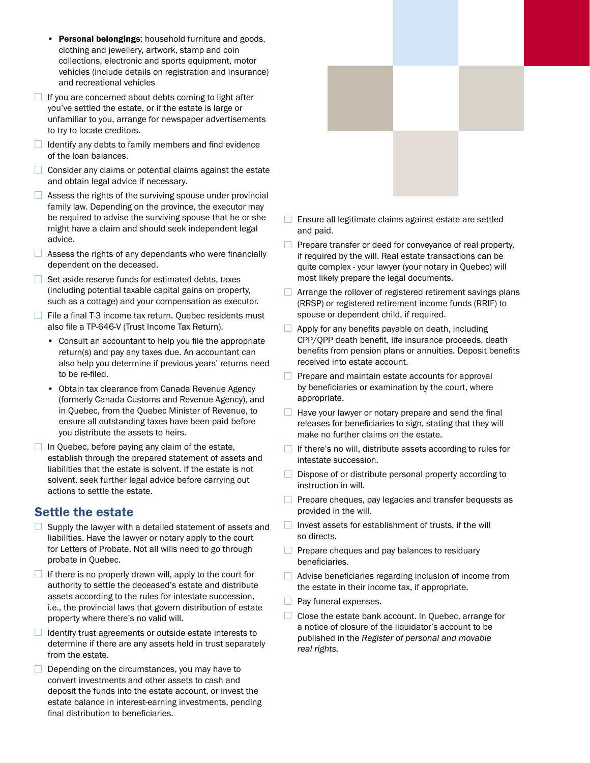- **Personal belongings**: household furniture and goods, clothing and jewellery, artwork, stamp and coin collections, electronic and sports equipment, motor vehicles (include details on registration and insurance) and recreational vehicles

- [ ] If you are concerned about debts coming to light after you've settled the estate, or if the estate is large or unfamiliar to you, arrange for newspaper advertisements to try to locate creditors.
- [ ] Identify any debts to family members and find evidence of the loan balances.
- [ ] Consider any claims or potential claims against the estate and obtain legal advice if necessary.
- [ ] Assess the rights of the surviving spouse under provincial family law. Depending on the province, the executor may be required to advise the surviving spouse that he or she might have a claim and should seek independent legal advice.
- [ ] Assess the rights of any dependants who were financially dependent on the deceased.
- [ ] Set aside reserve funds for estimated debts, taxes (including potential taxable capital gains on property, such as a cottage) and your compensation as executor.
- [ ] File a final T-3 income tax return. Quebec residents must also file a TP-646-V (Trust Income Tax Return).
  - Consult an accountant to help you file the appropriate return(s) and pay any taxes due. An accountant can also help you determine if previous years' returns need to be re-filed.
  - Obtain tax clearance from Canada Revenue Agency (formerly Canada Customs and Revenue Agency), and in Quebec, from the Quebec Minister of Revenue, to ensure all outstanding taxes have been paid before you distribute the assets to heirs.
- [ ] In Quebec, before paying any claim of the estate, establish through the prepared statement of assets and liabilities that the estate is solvent. If the estate is not solvent, seek further legal advice before carrying out actions to settle the estate.

## Settle the estate

- [ ] Supply the lawyer with a detailed statement of assets and liabilities. Have the lawyer or notary apply to the court for Letters of Probate. Not all wills need to go through probate in Quebec.
- [ ] If there is no properly drawn will, apply to the court for authority to settle the deceased's estate and distribute assets according to the rules for intestate succession, i.e., the provincial laws that govern distribution of estate property where there's no valid will.
- [ ] Identify trust agreements or outside estate interests to determine if there are any assets held in trust separately from the estate.
- [ ] Depending on the circumstances, you may have to convert investments and other assets to cash and deposit the funds into the estate account, or invest the estate balance in interest-earning investments, pending final distribution to beneficiaries.
- [ ] Ensure all legitimate claims against estate are settled and paid.
- [ ] Prepare transfer or deed for conveyance of real property, if required by the will. Real estate transactions can be quite complex - your lawyer (your notary in Quebec) will most likely prepare the legal documents.
- [ ] Arrange the rollover of registered retirement savings plans (RRSP) or registered retirement income funds (RRIF) to spouse or dependent child, if required.
- [ ] Apply for any benefits payable on death, including CPP/QPP death benefit, life insurance proceeds, death benefits from pension plans or annuities. Deposit benefits received into estate account.
- [ ] Prepare and maintain estate accounts for approval by beneficiaries or examination by the court, where appropriate.
- [ ] Have your lawyer or notary prepare and send the final releases for beneficiaries to sign, stating that they will make no further claims on the estate.
- [ ] If there's no will, distribute assets according to rules for intestate succession.
- [ ] Dispose of or distribute personal property according to instruction in will.
- [ ] Prepare cheques, pay legacies and transfer bequests as provided in the will.
- [ ] Invest assets for establishment of trusts, if the will so directs.
- [ ] Prepare cheques and pay balances to residuary beneficiaries.
- [ ] Advise beneficiaries regarding inclusion of income from the estate in their income tax, if appropriate.
- [ ] Pay funeral expenses.
- [ ] Close the estate bank account. In Quebec, arrange for a notice of closure of the liquidator's account to be published in the *Register of personal and movable real rights*.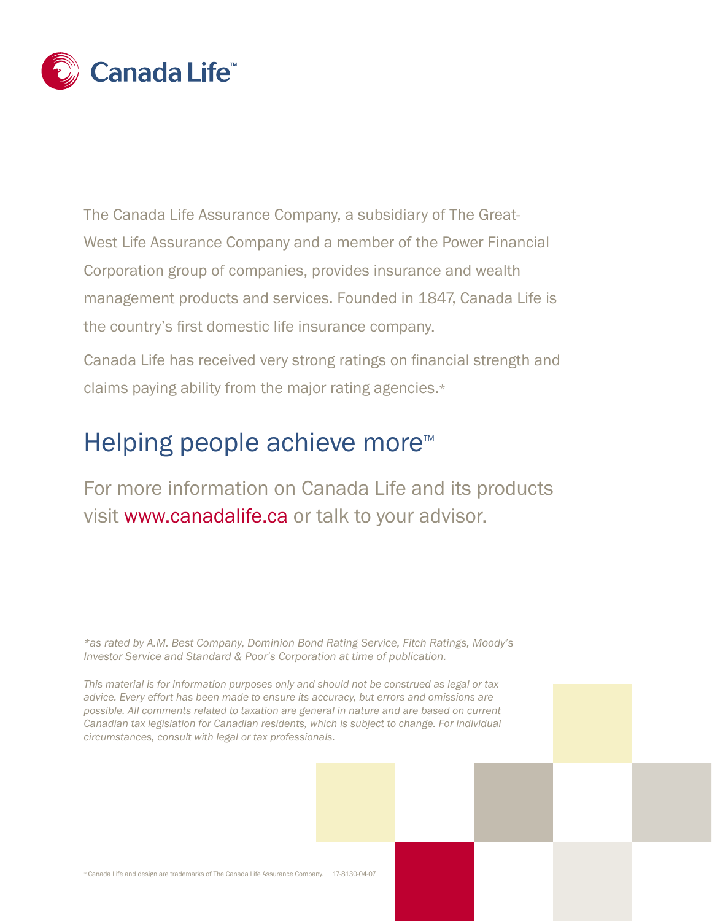Canada Life™

The Canada Life Assurance Company, a subsidiary of The Great-West Life Assurance Company and a member of the Power Financial Corporation group of companies, provides insurance and wealth management products and services. Founded in 1847, Canada Life is the country's first domestic life insurance company.

Canada Life has received very strong ratings on financial strength and claims paying ability from the major rating agencies.*

## Helping people achieve more™

For more information on Canada Life and its products visit www.canadalife.ca or talk to your advisor.

*\*as rated by A.M. Best Company, Dominion Bond Rating Service, Fitch Ratings, Moody's Investor Service and Standard & Poor's Corporation at time of publication.*

*This material is for information purposes only and should not be construed as legal or tax advice. Every effort has been made to ensure its accuracy, but errors and omissions are possible. All comments related to taxation are general in nature and are based on current Canadian tax legislation for Canadian residents, which is subject to change. For individual circumstances, consult with legal or tax professionals.*

™ Canada Life and design are trademarks of The Canada Life Assurance Company. 17-8130-04-07